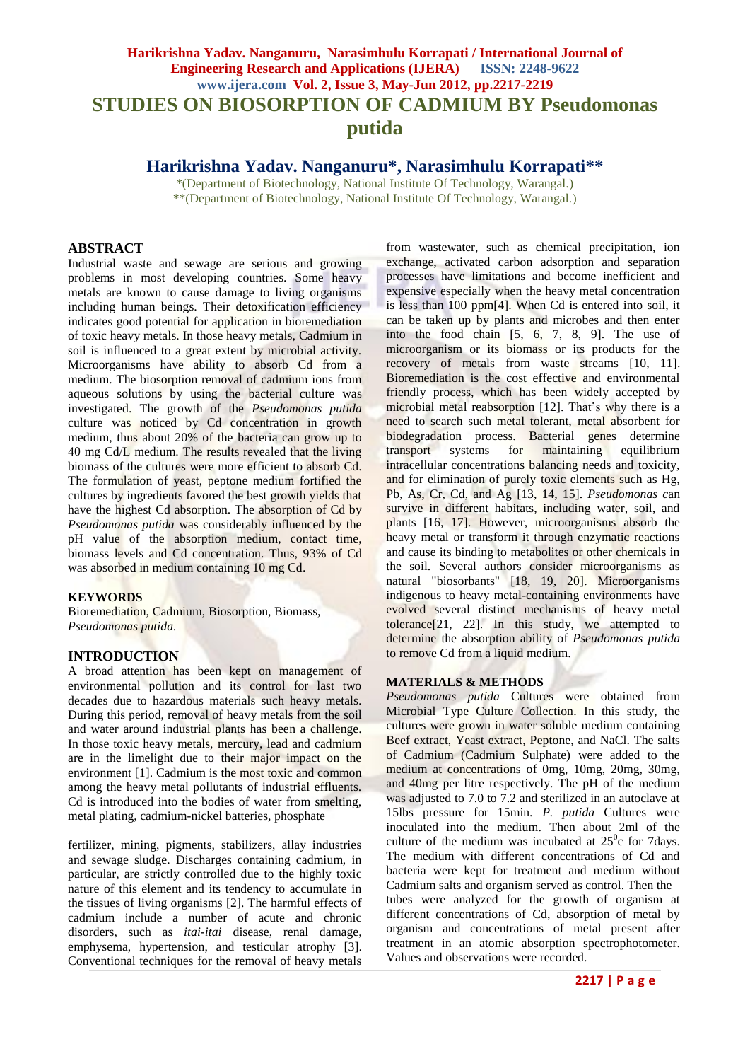# STUDIES ON BIOSORPTION OF CADMIUM BY *Pseudomonas putida*

## Harikrishna Yadav. Nanganuru*, Narasimhulu Korrapati**

*(Department of Biotechnology, National Institute Of Technology, Warangal.)
**(Department of Biotechnology, National Institute Of Technology, Warangal.)

## ABSTRACT

Industrial waste and sewage are serious and growing problems in most developing countries. Some heavy metals are known to cause damage to living organisms including human beings. Their detoxification efficiency indicates good potential for application in bioremediation of toxic heavy metals. In those heavy metals, Cadmium in soil is influenced to a great extent by microbial activity. Microorganisms have ability to absorb Cd from a medium. The biosorption removal of cadmium ions from aqueous solutions by using the bacterial culture was investigated. The growth of the *Pseudomonas putida* culture was noticed by Cd concentration in growth medium, thus about 20% of the bacteria can grow up to 40 mg Cd/L medium. The results revealed that the living biomass of the cultures were more efficient to absorb Cd. The formulation of yeast, peptone medium fortified the cultures by ingredients favored the best growth yields that have the highest Cd absorption. The absorption of Cd by *Pseudomonas putida* was considerably influenced by the pH value of the absorption medium, contact time, biomass levels and Cd concentration. Thus, 93% of Cd was absorbed in medium containing 10 mg Cd.

## KEYWORDS

Bioremediation, Cadmium, Biosorption, Biomass, *Pseudomonas putida.*

## INTRODUCTION

A broad attention has been kept on management of environmental pollution and its control for last two decades due to hazardous materials such heavy metals. During this period, removal of heavy metals from the soil and water around industrial plants has been a challenge. In those toxic heavy metals, mercury, lead and cadmium are in the limelight due to their major impact on the environment [1]. Cadmium is the most toxic and common among the heavy metal pollutants of industrial effluents. Cd is introduced into the bodies of water from smelting, metal plating, cadmium-nickel batteries, phosphate fertilizer, mining, pigments, stabilizers, allay industries and sewage sludge. Discharges containing cadmium, in particular, are strictly controlled due to the highly toxic nature of this element and its tendency to accumulate in the tissues of living organisms [2]. The harmful effects of cadmium include a number of acute and chronic disorders, such as *itai-itai* disease, renal damage, emphysema, hypertension, and testicular atrophy [3]. Conventional techniques for the removal of heavy metals from wastewater, such as chemical precipitation, ion exchange, activated carbon adsorption and separation processes have limitations and become inefficient and expensive especially when the heavy metal concentration is less than 100 ppm[4]. When Cd is entered into soil, it can be taken up by plants and microbes and then enter into the food chain [5, 6, 7, 8, 9]. The use of microorganism or its biomass or its products for the recovery of metals from waste streams [10, 11]. Bioremediation is the cost effective and environmental friendly process, which has been widely accepted by microbial metal reabsorption [12]. That's why there is a need to search such metal tolerant, metal absorbent for biodegradation process. Bacterial genes determine transport systems for maintaining equilibrium intracellular concentrations balancing needs and toxicity, and for elimination of purely toxic elements such as Hg, Pb, As, Cr, Cd, and Ag [13, 14, 15]. *Pseudomonas c*an survive in different habitats, including water, soil, and plants [16, 17]. However, microorganisms absorb the heavy metal or transform it through enzymatic reactions and cause its binding to metabolites or other chemicals in the soil. Several authors consider microorganisms as natural "biosorbants" [18, 19, 20]. Microorganisms indigenous to heavy metal-containing environments have evolved several distinct mechanisms of heavy metal tolerance[21, 22]. In this study, we attempted to determine the absorption ability of *Pseudomonas putida* to remove Cd from a liquid medium.

## MATERIALS & METHODS

*Pseudomonas putida* Cultures were obtained from Microbial Type Culture Collection. In this study, the cultures were grown in water soluble medium containing Beef extract, Yeast extract, Peptone, and NaCl. The salts of Cadmium (Cadmium Sulphate) were added to the medium at concentrations of 0mg, 10mg, 20mg, 30mg, and 40mg per litre respectively. The pH of the medium was adjusted to 7.0 to 7.2 and sterilized in an autoclave at 15lbs pressure for 15min. *P. putida* Cultures were inoculated into the medium. Then about 2ml of the culture of the medium was incubated at $25^0$c for 7days. The medium with different concentrations of Cd and bacteria were kept for treatment and medium without Cadmium salts and organism served as control. Then the tubes were analyzed for the growth of organism at different concentrations of Cd, absorption of metal by organism and concentrations of metal present after treatment in an atomic absorption spectrophotometer. Values and observations were recorded.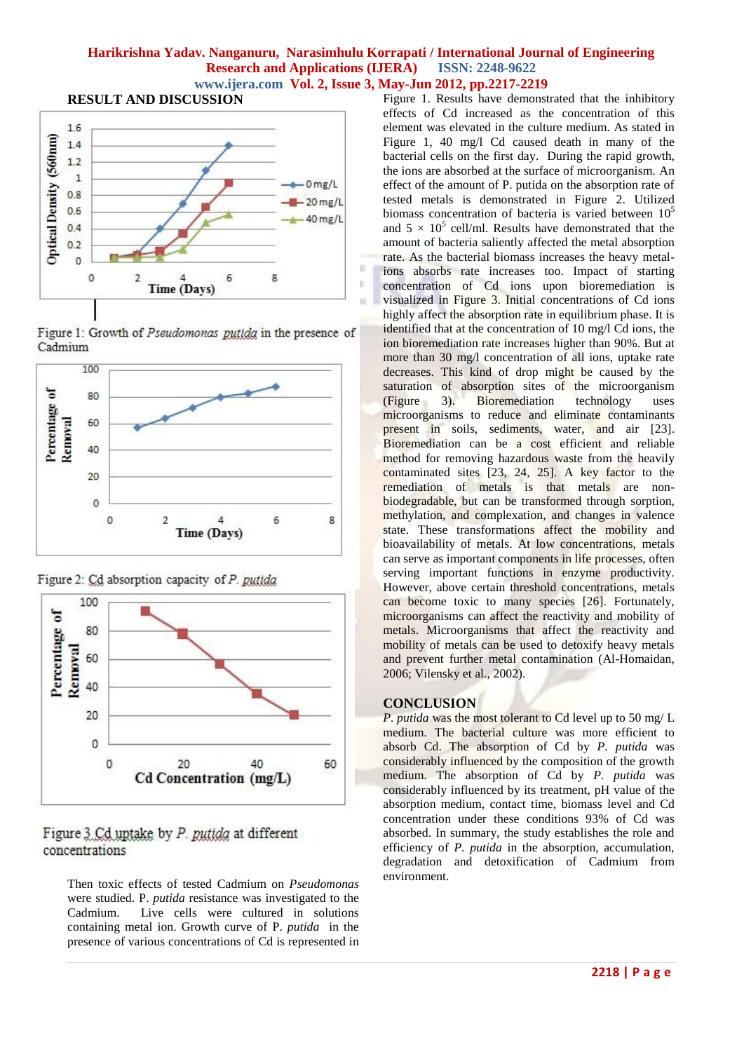## RESULT AND DISCUSSION

Figure 1: Growth of *Pseudomonas putida* in the presence of Cadmium

Figure 2: Cd absorption capacity of *P. putida*

Figure 3 Cd uptake by *P. putida* at different concentrations

Then toxic effects of tested Cadmium on *Pseudomonas* were studied. P. *putida* resistance was investigated to the Cadmium. Live cells were cultured in solutions containing metal ion. Growth curve of P. *putida* in the presence of various concentrations of Cd is represented in Figure 1. Results have demonstrated that the inhibitory effects of Cd increased as the concentration of this element was elevated in the culture medium. As stated in Figure 1, 40 mg/l Cd caused death in many of the bacterial cells on the first day. During the rapid growth, the ions are absorbed at the surface of microorganism. An effect of the amount of P. putida on the absorption rate of tested metals is demonstrated in Figure 2. Utilized biomass concentration of bacteria is varied between $10^5$ and $5 \times 10^5$ cell/ml. Results have demonstrated that the amount of bacteria saliently affected the metal absorption rate. As the bacterial biomass increases the heavy metal-ions absorbs rate increases too. Impact of starting concentration of Cd ions upon bioremediation is visualized in Figure 3. Initial concentrations of Cd ions highly affect the absorption rate in equilibrium phase. It is identified that at the concentration of 10 mg/l Cd ions, the ion bioremediation rate increases higher than 90%. But at more than 30 mg/l concentration of all ions, uptake rate decreases. This kind of drop might be caused by the saturation of absorption sites of the microorganism (Figure 3). Bioremediation technology uses microorganisms to reduce and eliminate contaminants present in soils, sediments, water, and air [23]. Bioremediation can be a cost efficient and reliable method for removing hazardous waste from the heavily contaminated sites [23, 24, 25]. A key factor to the remediation of metals is that metals are non-biodegradable, but can be transformed through sorption, methylation, and complexation, and changes in valence state. These transformations affect the mobility and bioavailability of metals. At low concentrations, metals can serve as important components in life processes, often serving important functions in enzyme productivity. However, above certain threshold concentrations, metals can become toxic to many species [26]. Fortunately, microorganisms can affect the reactivity and mobility of metals. Microorganisms that affect the reactivity and mobility of metals can be used to detoxify heavy metals and prevent further metal contamination (Al-Homaidan, 2006; Vilensky et al., 2002).

## CONCLUSION

*P. putida* was the most tolerant to Cd level up to 50 mg/ L medium. The bacterial culture was more efficient to absorb Cd. The absorption of Cd by *P. putida* was considerably influenced by the composition of the growth medium. The absorption of Cd by *P. putida* was considerably influenced by its treatment, pH value of the absorption medium, contact time, biomass level and Cd concentration under these conditions 93% of Cd was absorbed. In summary, the study establishes the role and efficiency of *P. putida* in the absorption, accumulation, degradation and detoxification of Cadmium from environment.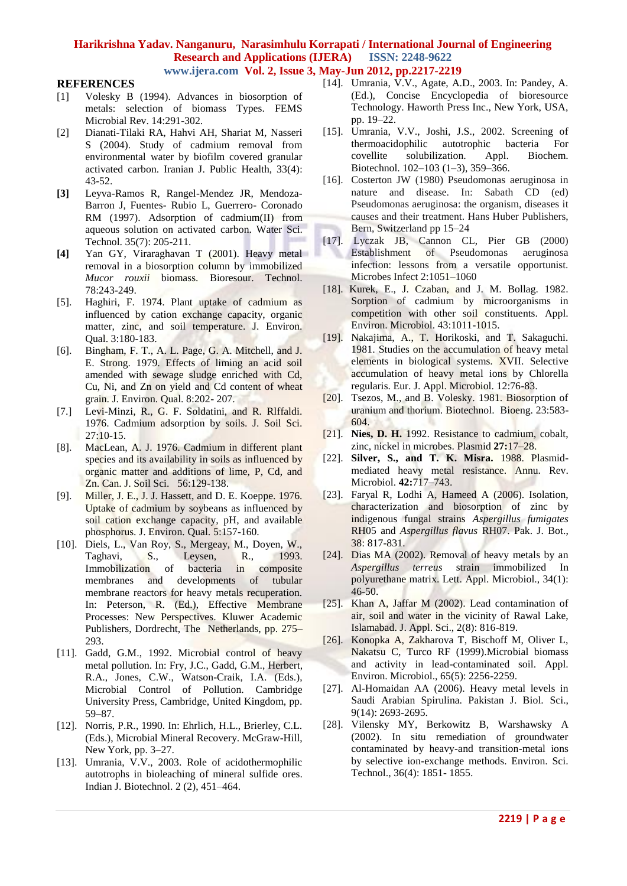## REFERENCES

[1] Volesky B (1994). Advances in biosorption of metals: selection of biomass Types. FEMS Microbial Rev. 14:291-302.

[2] Dianati-Tilaki RA, Hahvi AH, Shariat M, Nasseri S (2004). Study of cadmium removal from environmental water by biofilm covered granular activated carbon. Iranian J. Public Health, 33(4): 43-52.

**[3]** Leyva-Ramos R, Rangel-Mendez JR, Mendoza-Barron J, Fuentes- Rubio L, Guerrero- Coronado RM (1997). Adsorption of cadmium(II) from aqueous solution on activated carbon. Water Sci. Technol. 35(7): 205-211.

**[4]** Yan GY, Viraraghavan T (2001). Heavy metal removal in a biosorption column by immobilized *Mucor rouxii* biomass. Bioresour. Technol. 78:243-249.

[5]. Haghiri, F. 1974. Plant uptake of cadmium as influenced by cation exchange capacity, organic matter, zinc, and soil temperature. J. Environ. Qual. 3:180-183.

[6]. Bingham, F. T., A. L. Page, G. A. Mitchell, and J. E. Strong. 1979. Effects of liming an acid soil amended with sewage sludge enriched with Cd, Cu, Ni, and Zn on yield and Cd content of wheat grain. J. Environ. Qual. 8:202- 207.

[7.] Levi-Minzi, R., G. F. Soldatini, and R. Rlffaldi. 1976. Cadmium adsorption by soils. J. Soil Sci. 27:10-15.

[8]. MacLean, A. J. 1976. Cadmium in different plant species and its availability in soils as influenced by organic matter and additions of lime, P, Cd, and Zn. Can. J. Soil Sci. 56:129-138.

[9]. Miller, J. E., J. J. Hassett, and D. E. Koeppe. 1976. Uptake of cadmium by soybeans as influenced by soil cation exchange capacity, pH, and available phosphorus. J. Environ. Qual. 5:157-160.

[10]. Diels, L., Van Roy, S., Mergeay, M., Doyen, W., Taghavi, S., Leysen, R., 1993. Immobilization of bacteria in composite membranes and developments of tubular membrane reactors for heavy metals recuperation. In: Peterson, R. (Ed.), Effective Membrane Processes: New Perspectives. Kluwer Academic Publishers, Dordrecht, The Netherlands, pp. 275–293.

[11]. Gadd, G.M., 1992. Microbial control of heavy metal pollution. In: Fry, J.C., Gadd, G.M., Herbert, R.A., Jones, C.W., Watson-Craik, I.A. (Eds.), Microbial Control of Pollution. Cambridge University Press, Cambridge, United Kingdom, pp. 59–87.

[12]. Norris, P.R., 1990. In: Ehrlich, H.L., Brierley, C.L. (Eds.), Microbial Mineral Recovery. McGraw-Hill, New York, pp. 3–27.

[13]. Umrania, V.V., 2003. Role of acidothermophilic autotrophs in bioleaching of mineral sulfide ores. Indian J. Biotechnol. 2 (2), 451–464.

[14]. Umrania, V.V., Agate, A.D., 2003. In: Pandey, A. (Ed.), Concise Encyclopedia of bioresource Technology. Haworth Press Inc., New York, USA, pp. 19–22.

[15]. Umrania, V.V., Joshi, J.S., 2002. Screening of thermoacidophilic autotrophic bacteria For covellite solubilization. Appl. Biochem. Biotechnol. 102–103 (1–3), 359–366.

[16]. Costerton JW (1980) Pseudomonas aeruginosa in nature and disease. In: Sabath CD (ed) Pseudomonas aeruginosa: the organism, diseases it causes and their treatment. Hans Huber Publishers, Bern, Switzerland pp 15–24

[17]. Lyczak JB, Cannon CL, Pier GB (2000) Establishment of Pseudomonas aeruginosa infection: lessons from a versatile opportunist. Microbes Infect 2:1051–1060

[18]. Kurek, E., J. Czaban, and J. M. Bollag. 1982. Sorption of cadmium by microorganisms in competition with other soil constituents. Appl. Environ. Microbiol. 43:1011-1015.

[19]. Nakajima, A., T. Horikoski, and T. Sakaguchi. 1981. Studies on the accumulation of heavy metal elements in biological systems. XVII. Selective accumulation of heavy metal ions by Chlorella regularis. Eur. J. Appl. Microbiol. 12:76-83.

[20]. Tsezos, M., and B. Volesky. 1981. Biosorption of uranium and thorium. Biotechnol. Bioeng. 23:583-604.

[21]. **Nies, D. H.** 1992. Resistance to cadmium, cobalt, zinc, nickel in microbes. Plasmid **27:**17–28.

[22]. **Silver, S., and T. K. Misra.** 1988. Plasmid-mediated heavy metal resistance. Annu. Rev. Microbiol. **42:**717–743.

[23]. Faryal R, Lodhi A, Hameed A (2006). Isolation, characterization and biosorption of zinc by indigenous fungal strains *Aspergillus fumigates* RH05 and *Aspergillus flavus* RH07. Pak. J. Bot., 38: 817-831.

[24]. Dias MA (2002). Removal of heavy metals by an *Aspergillus terreus* strain immobilized In polyurethane matrix. Lett. Appl. Microbiol., 34(1): 46-50.

[25]. Khan A, Jaffar M (2002). Lead contamination of air, soil and water in the vicinity of Rawal Lake, Islamabad. J. Appl. Sci., 2(8): 816-819.

[26]. Konopka A, Zakharova T, Bischoff M, Oliver L, Nakatsu C, Turco RF (1999).Microbial biomass and activity in lead-contaminated soil. Appl. Environ. Microbiol., 65(5): 2256-2259.

[27]. Al-Homaidan AA (2006). Heavy metal levels in Saudi Arabian Spirulina. Pakistan J. Biol. Sci., 9(14): 2693-2695.

[28]. Vilensky MY, Berkowitz B, Warshawsky A (2002). In situ remediation of groundwater contaminated by heavy-and transition-metal ions by selective ion-exchange methods. Environ. Sci. Technol., 36(4): 1851- 1855.